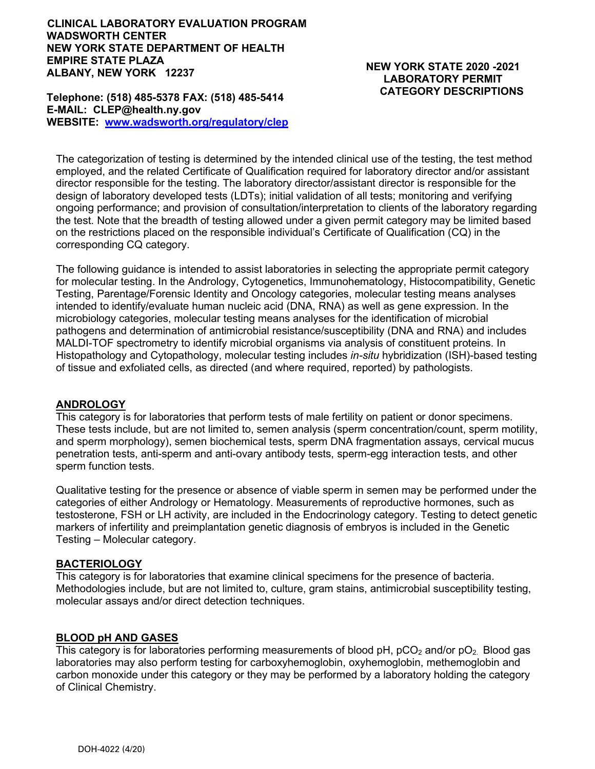**CLINICAL LABORATORY EVALUATION PROGRAM**
**WADSWORTH CENTER**
**NEW YORK STATE DEPARTMENT OF HEALTH**
**EMPIRE STATE PLAZA**
**ALBANY, NEW YORK 12237**

**Telephone: (518) 485-5378 FAX: (518) 485-5414**
**E-MAIL: CLEP@health.ny.gov**
**WEBSITE: [www.wadsworth.org/regulatory/clep](http://www.wadsworth.org/regulatory/clep)**

# NEW YORK STATE 2020 -2021 LABORATORY PERMIT CATEGORY DESCRIPTIONS

The categorization of testing is determined by the intended clinical use of the testing, the test method employed, and the related Certificate of Qualification required for laboratory director and/or assistant director responsible for the testing. The laboratory director/assistant director is responsible for the design of laboratory developed tests (LDTs); initial validation of all tests; monitoring and verifying ongoing performance; and provision of consultation/interpretation to clients of the laboratory regarding the test. Note that the breadth of testing allowed under a given permit category may be limited based on the restrictions placed on the responsible individual's Certificate of Qualification (CQ) in the corresponding CQ category.

The following guidance is intended to assist laboratories in selecting the appropriate permit category for molecular testing. In the Andrology, Cytogenetics, Immunohematology, Histocompatibility, Genetic Testing, Parentage/Forensic Identity and Oncology categories, molecular testing means analyses intended to identify/evaluate human nucleic acid (DNA, RNA) as well as gene expression. In the microbiology categories, molecular testing means analyses for the identification of microbial pathogens and determination of antimicrobial resistance/susceptibility (DNA and RNA) and includes MALDI-TOF spectrometry to identify microbial organisms via analysis of constituent proteins. In Histopathology and Cytopathology, molecular testing includes *in-situ* hybridization (ISH)-based testing of tissue and exfoliated cells, as directed (and where required, reported) by pathologists.

## ANDROLOGY

This category is for laboratories that perform tests of male fertility on patient or donor specimens. These tests include, but are not limited to, semen analysis (sperm concentration/count, sperm motility, and sperm morphology), semen biochemical tests, sperm DNA fragmentation assays, cervical mucus penetration tests, anti-sperm and anti-ovary antibody tests, sperm-egg interaction tests, and other sperm function tests.

Qualitative testing for the presence or absence of viable sperm in semen may be performed under the categories of either Andrology or Hematology. Measurements of reproductive hormones, such as testosterone, FSH or LH activity, are included in the Endocrinology category. Testing to detect genetic markers of infertility and preimplantation genetic diagnosis of embryos is included in the Genetic Testing – Molecular category.

## BACTERIOLOGY

This category is for laboratories that examine clinical specimens for the presence of bacteria. Methodologies include, but are not limited to, culture, gram stains, antimicrobial susceptibility testing, molecular assays and/or direct detection techniques.

## BLOOD pH AND GASES

This category is for laboratories performing measurements of blood pH, $pCO_2$ and/or $pO_2$. Blood gas laboratories may also perform testing for carboxyhemoglobin, oxyhemoglobin, methemoglobin and carbon monoxide under this category or they may be performed by a laboratory holding the category of Clinical Chemistry.

DOH-4022 (4/20)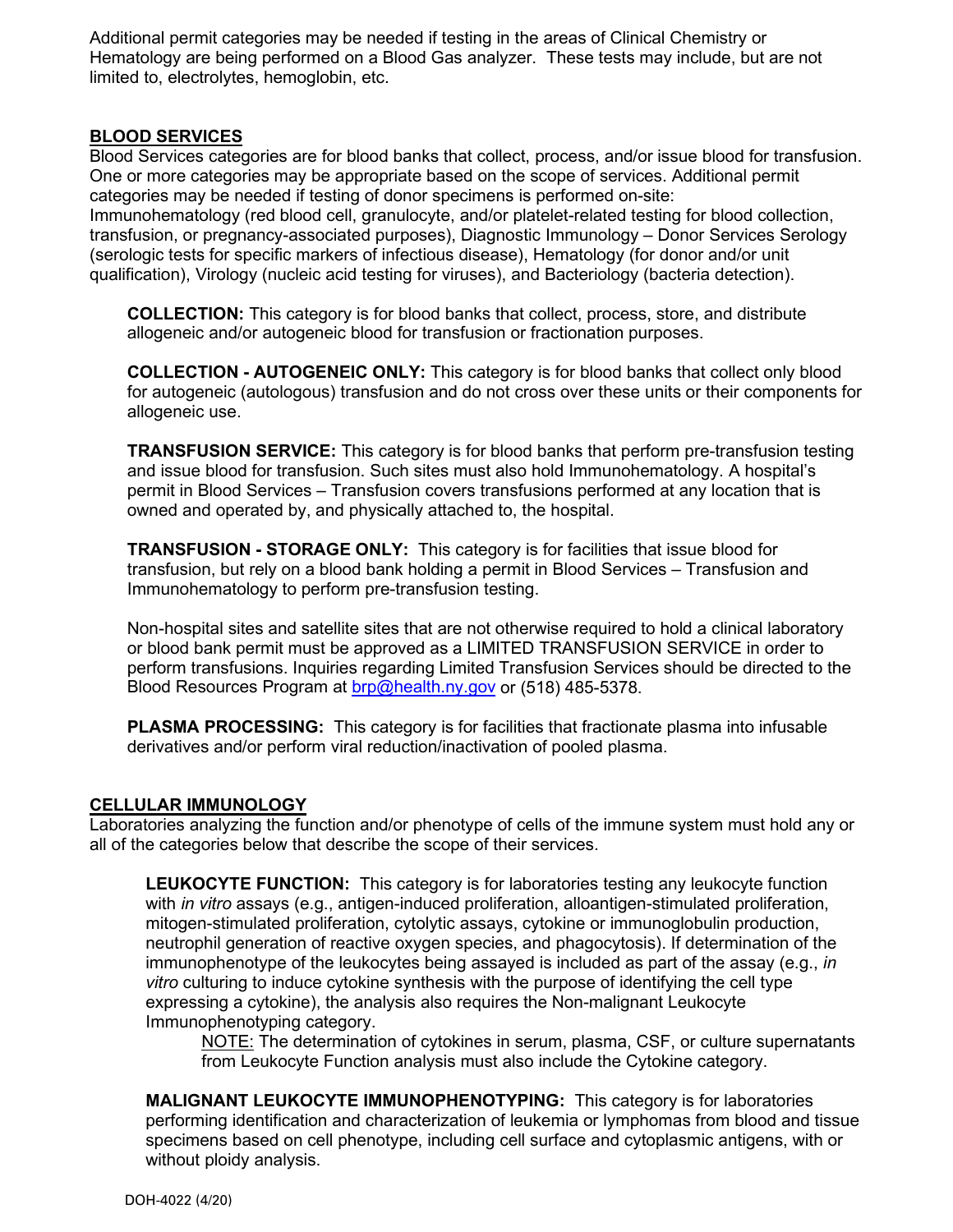Additional permit categories may be needed if testing in the areas of Clinical Chemistry or Hematology are being performed on a Blood Gas analyzer. These tests may include, but are not limited to, electrolytes, hemoglobin, etc.

## BLOOD SERVICES

Blood Services categories are for blood banks that collect, process, and/or issue blood for transfusion. One or more categories may be appropriate based on the scope of services. Additional permit categories may be needed if testing of donor specimens is performed on-site: Immunohematology (red blood cell, granulocyte, and/or platelet-related testing for blood collection, transfusion, or pregnancy-associated purposes), Diagnostic Immunology – Donor Services Serology (serologic tests for specific markers of infectious disease), Hematology (for donor and/or unit qualification), Virology (nucleic acid testing for viruses), and Bacteriology (bacteria detection).

**COLLECTION:** This category is for blood banks that collect, process, store, and distribute allogeneic and/or autogeneic blood for transfusion or fractionation purposes.

**COLLECTION - AUTOGENEIC ONLY:** This category is for blood banks that collect only blood for autogeneic (autologous) transfusion and do not cross over these units or their components for allogeneic use.

**TRANSFUSION SERVICE:** This category is for blood banks that perform pre-transfusion testing and issue blood for transfusion. Such sites must also hold Immunohematology. A hospital's permit in Blood Services – Transfusion covers transfusions performed at any location that is owned and operated by, and physically attached to, the hospital.

**TRANSFUSION - STORAGE ONLY:** This category is for facilities that issue blood for transfusion, but rely on a blood bank holding a permit in Blood Services – Transfusion and Immunohematology to perform pre-transfusion testing.

Non-hospital sites and satellite sites that are not otherwise required to hold a clinical laboratory or blood bank permit must be approved as a LIMITED TRANSFUSION SERVICE in order to perform transfusions. Inquiries regarding Limited Transfusion Services should be directed to the Blood Resources Program at brp@health.ny.gov or (518) 485-5378.

**PLASMA PROCESSING:** This category is for facilities that fractionate plasma into infusable derivatives and/or perform viral reduction/inactivation of pooled plasma.

## CELLULAR IMMUNOLOGY

Laboratories analyzing the function and/or phenotype of cells of the immune system must hold any or all of the categories below that describe the scope of their services.

**LEUKOCYTE FUNCTION:** This category is for laboratories testing any leukocyte function with *in vitro* assays (e.g., antigen-induced proliferation, alloantigen-stimulated proliferation, mitogen-stimulated proliferation, cytolytic assays, cytokine or immunoglobulin production, neutrophil generation of reactive oxygen species, and phagocytosis). If determination of the immunophenotype of the leukocytes being assayed is included as part of the assay (e.g., *in vitro* culturing to induce cytokine synthesis with the purpose of identifying the cell type expressing a cytokine), the analysis also requires the Non-malignant Leukocyte Immunophenotyping category.

NOTE: The determination of cytokines in serum, plasma, CSF, or culture supernatants from Leukocyte Function analysis must also include the Cytokine category.

**MALIGNANT LEUKOCYTE IMMUNOPHENOTYPING:** This category is for laboratories performing identification and characterization of leukemia or lymphomas from blood and tissue specimens based on cell phenotype, including cell surface and cytoplasmic antigens, with or without ploidy analysis.

DOH-4022 (4/20)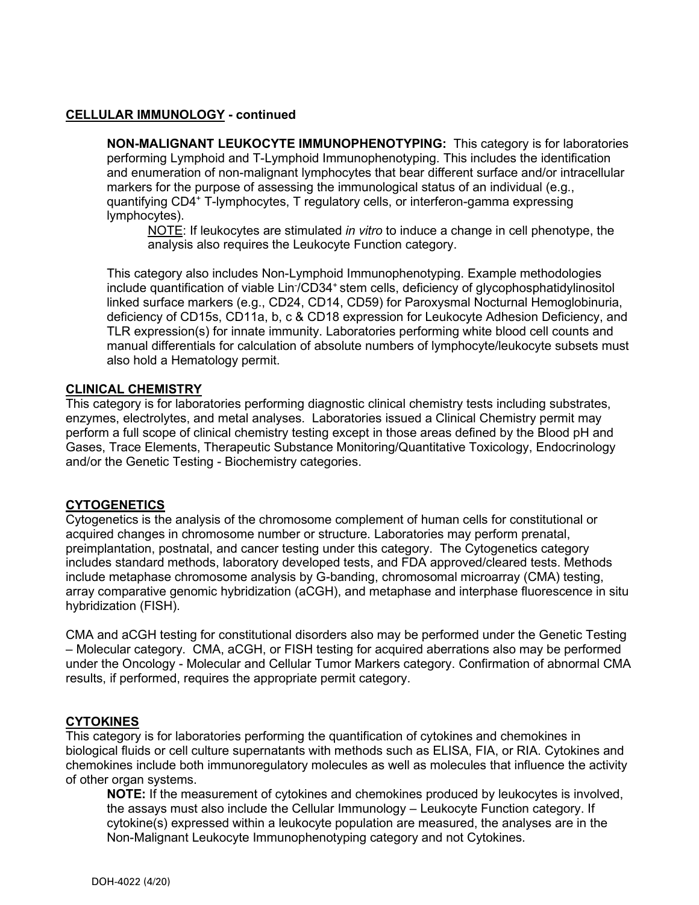## CELLULAR IMMUNOLOGY - continued

**NON-MALIGNANT LEUKOCYTE IMMUNOPHENOTYPING:** This category is for laboratories performing Lymphoid and T-Lymphoid Immunophenotyping. This includes the identification and enumeration of non-malignant lymphocytes that bear different surface and/or intracellular markers for the purpose of assessing the immunological status of an individual (e.g., quantifying $CD4^+$ T-lymphocytes, T regulatory cells, or interferon-gamma expressing lymphocytes).

> NOTE: If leukocytes are stimulated *in vitro* to induce a change in cell phenotype, the analysis also requires the Leukocyte Function category.

This category also includes Non-Lymphoid Immunophenotyping. Example methodologies include quantification of viable $Lin^-/CD34^+$ stem cells, deficiency of glycophosphatidylinositol linked surface markers (e.g., CD24, CD14, CD59) for Paroxysmal Nocturnal Hemoglobinuria, deficiency of CD15s, CD11a, b, c & CD18 expression for Leukocyte Adhesion Deficiency, and TLR expression(s) for innate immunity. Laboratories performing white blood cell counts and manual differentials for calculation of absolute numbers of lymphocyte/leukocyte subsets must also hold a Hematology permit.

## CLINICAL CHEMISTRY

This category is for laboratories performing diagnostic clinical chemistry tests including substrates, enzymes, electrolytes, and metal analyses. Laboratories issued a Clinical Chemistry permit may perform a full scope of clinical chemistry testing except in those areas defined by the Blood pH and Gases, Trace Elements, Therapeutic Substance Monitoring/Quantitative Toxicology, Endocrinology and/or the Genetic Testing - Biochemistry categories.

## CYTOGENETICS

Cytogenetics is the analysis of the chromosome complement of human cells for constitutional or acquired changes in chromosome number or structure. Laboratories may perform prenatal, preimplantation, postnatal, and cancer testing under this category. The Cytogenetics category includes standard methods, laboratory developed tests, and FDA approved/cleared tests. Methods include metaphase chromosome analysis by G-banding, chromosomal microarray (CMA) testing, array comparative genomic hybridization (aCGH), and metaphase and interphase fluorescence in situ hybridization (FISH).

CMA and aCGH testing for constitutional disorders also may be performed under the Genetic Testing – Molecular category. CMA, aCGH, or FISH testing for acquired aberrations also may be performed under the Oncology - Molecular and Cellular Tumor Markers category. Confirmation of abnormal CMA results, if performed, requires the appropriate permit category.

## CYTOKINES

This category is for laboratories performing the quantification of cytokines and chemokines in biological fluids or cell culture supernatants with methods such as ELISA, FIA, or RIA. Cytokines and chemokines include both immunoregulatory molecules as well as molecules that influence the activity of other organ systems.

> **NOTE:** If the measurement of cytokines and chemokines produced by leukocytes is involved, the assays must also include the Cellular Immunology – Leukocyte Function category. If cytokine(s) expressed within a leukocyte population are measured, the analyses are in the Non-Malignant Leukocyte Immunophenotyping category and not Cytokines.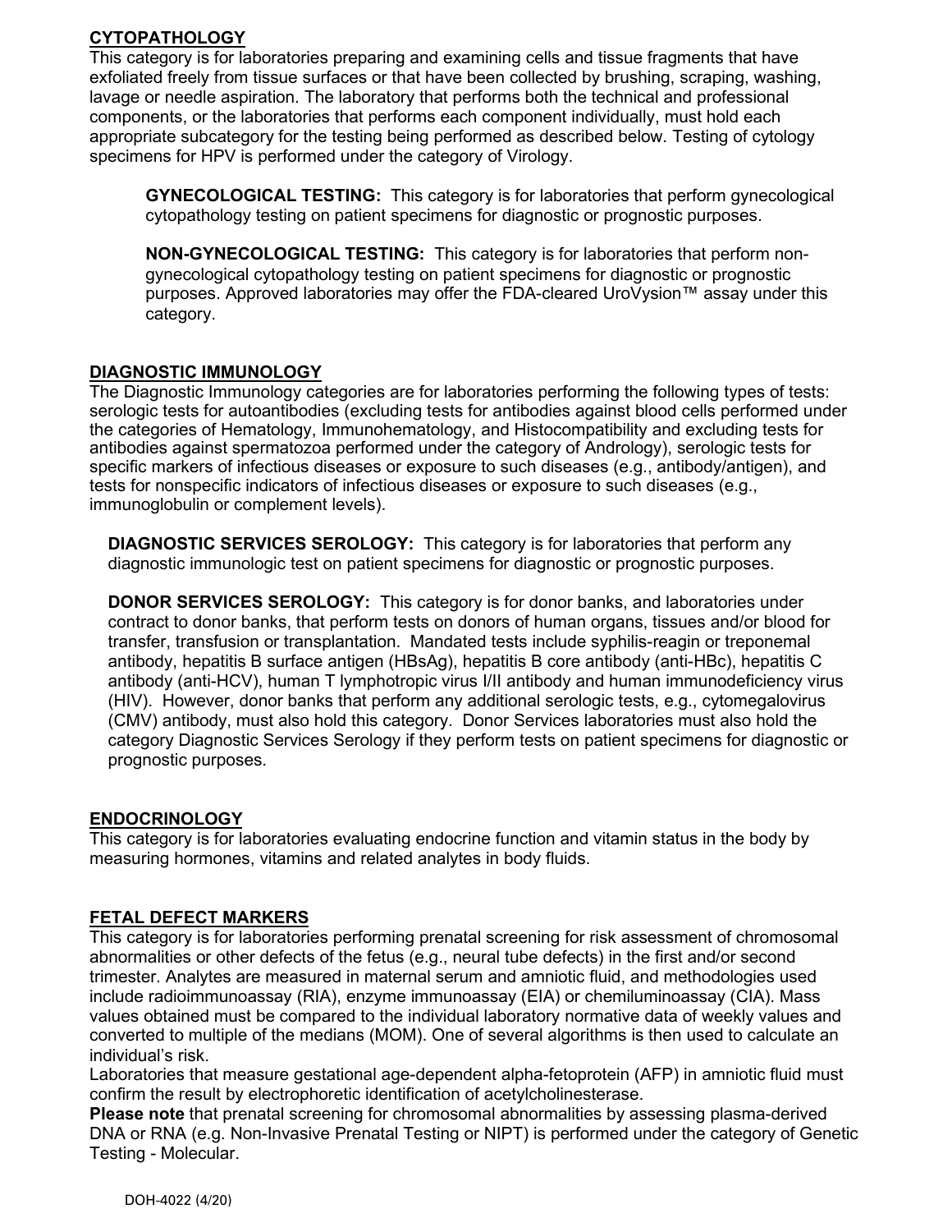## CYTOPATHOLOGY

This category is for laboratories preparing and examining cells and tissue fragments that have exfoliated freely from tissue surfaces or that have been collected by brushing, scraping, washing, lavage or needle aspiration. The laboratory that performs both the technical and professional components, or the laboratories that performs each component individually, must hold each appropriate subcategory for the testing being performed as described below. Testing of cytology specimens for HPV is performed under the category of Virology.

**GYNECOLOGICAL TESTING:** This category is for laboratories that perform gynecological cytopathology testing on patient specimens for diagnostic or prognostic purposes.

**NON-GYNECOLOGICAL TESTING:** This category is for laboratories that perform non-gynecological cytopathology testing on patient specimens for diagnostic or prognostic purposes. Approved laboratories may offer the FDA-cleared UroVysion™ assay under this category.

## DIAGNOSTIC IMMUNOLOGY

The Diagnostic Immunology categories are for laboratories performing the following types of tests: serologic tests for autoantibodies (excluding tests for antibodies against blood cells performed under the categories of Hematology, Immunohematology, and Histocompatibility and excluding tests for antibodies against spermatozoa performed under the category of Andrology), serologic tests for specific markers of infectious diseases or exposure to such diseases (e.g., antibody/antigen), and tests for nonspecific indicators of infectious diseases or exposure to such diseases (e.g., immunoglobulin or complement levels).

**DIAGNOSTIC SERVICES SEROLOGY:** This category is for laboratories that perform any diagnostic immunologic test on patient specimens for diagnostic or prognostic purposes.

**DONOR SERVICES SEROLOGY:** This category is for donor banks, and laboratories under contract to donor banks, that perform tests on donors of human organs, tissues and/or blood for transfer, transfusion or transplantation. Mandated tests include syphilis-reagin or treponemal antibody, hepatitis B surface antigen (HBsAg), hepatitis B core antibody (anti-HBc), hepatitis C antibody (anti-HCV), human T lymphotropic virus I/II antibody and human immunodeficiency virus (HIV). However, donor banks that perform any additional serologic tests, e.g., cytomegalovirus (CMV) antibody, must also hold this category. Donor Services laboratories must also hold the category Diagnostic Services Serology if they perform tests on patient specimens for diagnostic or prognostic purposes.

## ENDOCRINOLOGY

This category is for laboratories evaluating endocrine function and vitamin status in the body by measuring hormones, vitamins and related analytes in body fluids.

## FETAL DEFECT MARKERS

This category is for laboratories performing prenatal screening for risk assessment of chromosomal abnormalities or other defects of the fetus (e.g., neural tube defects) in the first and/or second trimester. Analytes are measured in maternal serum and amniotic fluid, and methodologies used include radioimmunoassay (RIA), enzyme immunoassay (EIA) or chemiluminoassay (CIA). Mass values obtained must be compared to the individual laboratory normative data of weekly values and converted to multiple of the medians (MOM). One of several algorithms is then used to calculate an individual's risk.

Laboratories that measure gestational age-dependent alpha-fetoprotein (AFP) in amniotic fluid must confirm the result by electrophoretic identification of acetylcholinesterase.

**Please note** that prenatal screening for chromosomal abnormalities by assessing plasma-derived DNA or RNA (e.g. Non-Invasive Prenatal Testing or NIPT) is performed under the category of Genetic Testing - Molecular.

DOH-4022 (4/20)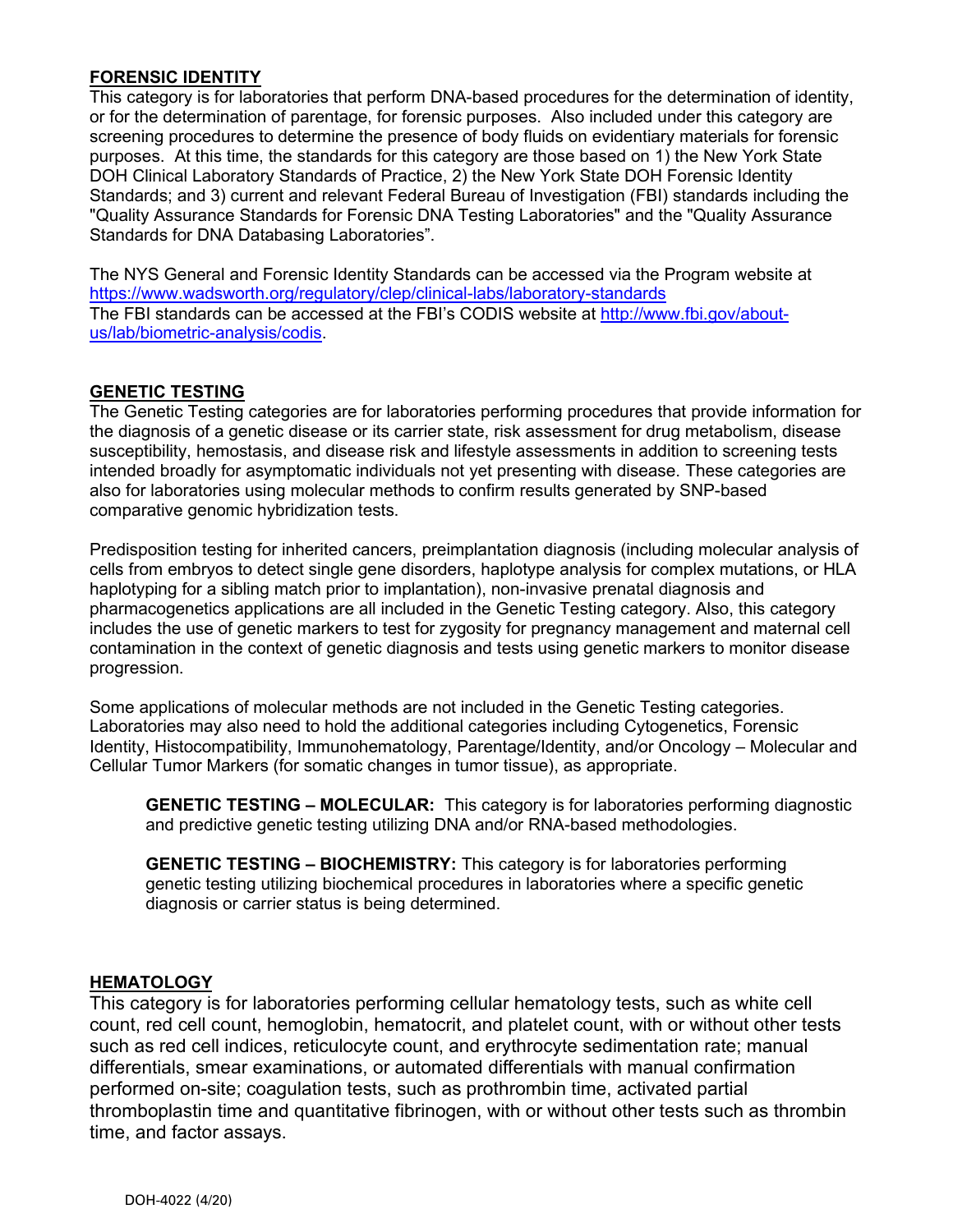## FORENSIC IDENTITY

This category is for laboratories that perform DNA-based procedures for the determination of identity, or for the determination of parentage, for forensic purposes. Also included under this category are screening procedures to determine the presence of body fluids on evidentiary materials for forensic purposes. At this time, the standards for this category are those based on 1) the New York State DOH Clinical Laboratory Standards of Practice, 2) the New York State DOH Forensic Identity Standards; and 3) current and relevant Federal Bureau of Investigation (FBI) standards including the "Quality Assurance Standards for Forensic DNA Testing Laboratories" and the "Quality Assurance Standards for DNA Databasing Laboratories".

The NYS General and Forensic Identity Standards can be accessed via the Program website at https://www.wadsworth.org/regulatory/clep/clinical-labs/laboratory-standards
The FBI standards can be accessed at the FBI's CODIS website at http://www.fbi.gov/about-us/lab/biometric-analysis/codis.

## GENETIC TESTING

The Genetic Testing categories are for laboratories performing procedures that provide information for the diagnosis of a genetic disease or its carrier state, risk assessment for drug metabolism, disease susceptibility, hemostasis, and disease risk and lifestyle assessments in addition to screening tests intended broadly for asymptomatic individuals not yet presenting with disease. These categories are also for laboratories using molecular methods to confirm results generated by SNP-based comparative genomic hybridization tests.

Predisposition testing for inherited cancers, preimplantation diagnosis (including molecular analysis of cells from embryos to detect single gene disorders, haplotype analysis for complex mutations, or HLA haplotyping for a sibling match prior to implantation), non-invasive prenatal diagnosis and pharmacogenetics applications are all included in the Genetic Testing category. Also, this category includes the use of genetic markers to test for zygosity for pregnancy management and maternal cell contamination in the context of genetic diagnosis and tests using genetic markers to monitor disease progression.

Some applications of molecular methods are not included in the Genetic Testing categories. Laboratories may also need to hold the additional categories including Cytogenetics, Forensic Identity, Histocompatibility, Immunohematology, Parentage/Identity, and/or Oncology – Molecular and Cellular Tumor Markers (for somatic changes in tumor tissue), as appropriate.

> **GENETIC TESTING – MOLECULAR:** This category is for laboratories performing diagnostic and predictive genetic testing utilizing DNA and/or RNA-based methodologies.
>
> **GENETIC TESTING – BIOCHEMISTRY:** This category is for laboratories performing genetic testing utilizing biochemical procedures in laboratories where a specific genetic diagnosis or carrier status is being determined.

## HEMATOLOGY

This category is for laboratories performing cellular hematology tests, such as white cell count, red cell count, hemoglobin, hematocrit, and platelet count, with or without other tests such as red cell indices, reticulocyte count, and erythrocyte sedimentation rate; manual differentials, smear examinations, or automated differentials with manual confirmation performed on-site; coagulation tests, such as prothrombin time, activated partial thromboplastin time and quantitative fibrinogen, with or without other tests such as thrombin time, and factor assays.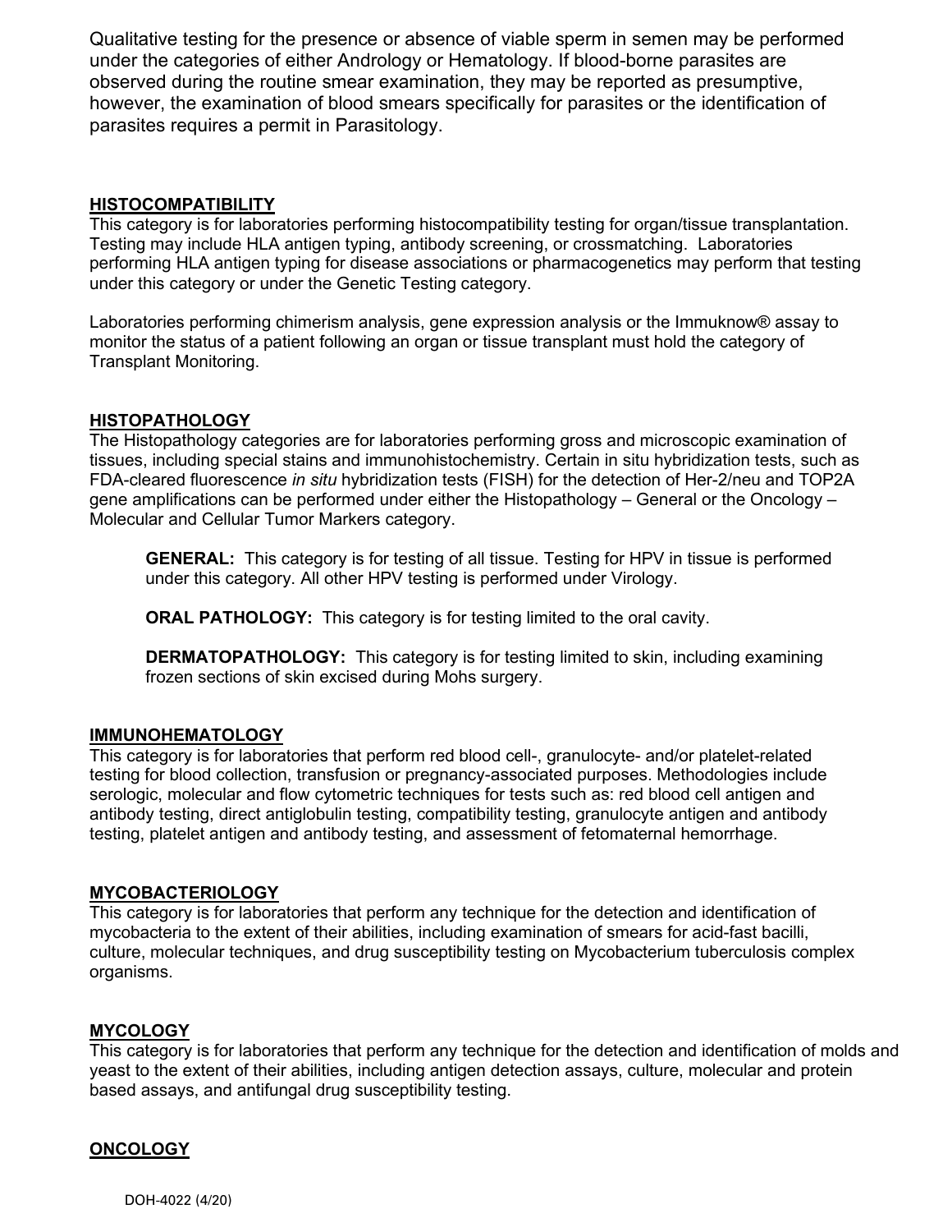Qualitative testing for the presence or absence of viable sperm in semen may be performed under the categories of either Andrology or Hematology. If blood-borne parasites are observed during the routine smear examination, they may be reported as presumptive, however, the examination of blood smears specifically for parasites or the identification of parasites requires a permit in Parasitology.

## HISTOCOMPATIBILITY

This category is for laboratories performing histocompatibility testing for organ/tissue transplantation. Testing may include HLA antigen typing, antibody screening, or crossmatching. Laboratories performing HLA antigen typing for disease associations or pharmacogenetics may perform that testing under this category or under the Genetic Testing category.

Laboratories performing chimerism analysis, gene expression analysis or the Immuknow® assay to monitor the status of a patient following an organ or tissue transplant must hold the category of Transplant Monitoring.

## HISTOPATHOLOGY

The Histopathology categories are for laboratories performing gross and microscopic examination of tissues, including special stains and immunohistochemistry. Certain in situ hybridization tests, such as FDA-cleared fluorescence *in situ* hybridization tests (FISH) for the detection of Her-2/neu and TOP2A gene amplifications can be performed under either the Histopathology – General or the Oncology – Molecular and Cellular Tumor Markers category.

**GENERAL:** This category is for testing of all tissue. Testing for HPV in tissue is performed under this category. All other HPV testing is performed under Virology.

**ORAL PATHOLOGY:** This category is for testing limited to the oral cavity.

**DERMATOPATHOLOGY:** This category is for testing limited to skin, including examining frozen sections of skin excised during Mohs surgery.

## IMMUNOHEMATOLOGY

This category is for laboratories that perform red blood cell-, granulocyte- and/or platelet-related testing for blood collection, transfusion or pregnancy-associated purposes. Methodologies include serologic, molecular and flow cytometric techniques for tests such as: red blood cell antigen and antibody testing, direct antiglobulin testing, compatibility testing, granulocyte antigen and antibody testing, platelet antigen and antibody testing, and assessment of fetomaternal hemorrhage.

## MYCOBACTERIOLOGY

This category is for laboratories that perform any technique for the detection and identification of mycobacteria to the extent of their abilities, including examination of smears for acid-fast bacilli, culture, molecular techniques, and drug susceptibility testing on Mycobacterium tuberculosis complex organisms.

## MYCOLOGY

This category is for laboratories that perform any technique for the detection and identification of molds and yeast to the extent of their abilities, including antigen detection assays, culture, molecular and protein based assays, and antifungal drug susceptibility testing.

## ONCOLOGY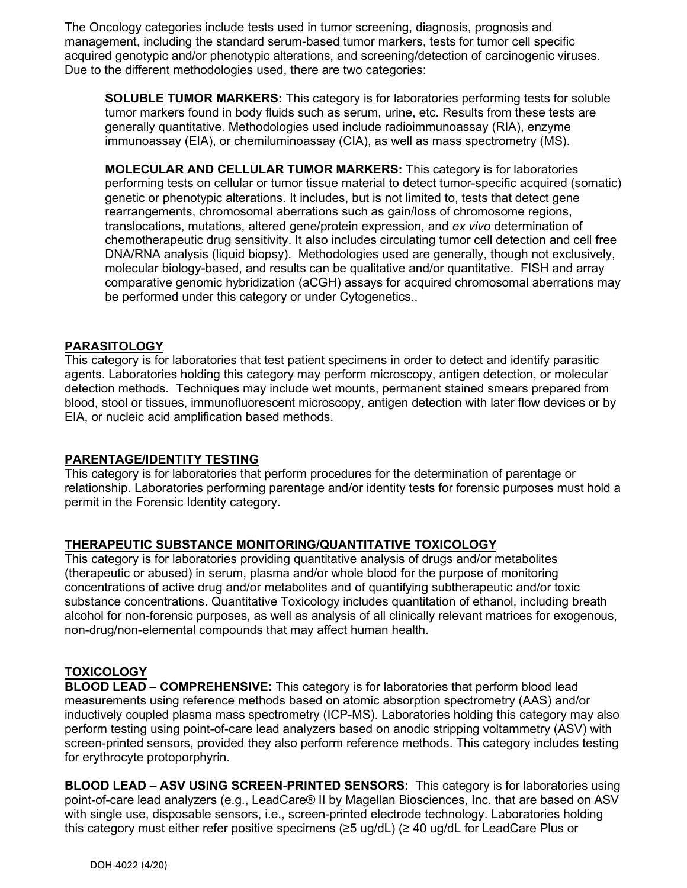The Oncology categories include tests used in tumor screening, diagnosis, prognosis and management, including the standard serum-based tumor markers, tests for tumor cell specific acquired genotypic and/or phenotypic alterations, and screening/detection of carcinogenic viruses. Due to the different methodologies used, there are two categories:

**SOLUBLE TUMOR MARKERS:** This category is for laboratories performing tests for soluble tumor markers found in body fluids such as serum, urine, etc. Results from these tests are generally quantitative. Methodologies used include radioimmunoassay (RIA), enzyme immunoassay (EIA), or chemiluminoassay (CIA), as well as mass spectrometry (MS).

**MOLECULAR AND CELLULAR TUMOR MARKERS:** This category is for laboratories performing tests on cellular or tumor tissue material to detect tumor-specific acquired (somatic) genetic or phenotypic alterations. It includes, but is not limited to, tests that detect gene rearrangements, chromosomal aberrations such as gain/loss of chromosome regions, translocations, mutations, altered gene/protein expression, and *ex vivo* determination of chemotherapeutic drug sensitivity. It also includes circulating tumor cell detection and cell free DNA/RNA analysis (liquid biopsy). Methodologies used are generally, though not exclusively, molecular biology-based, and results can be qualitative and/or quantitative. FISH and array comparative genomic hybridization (aCGH) assays for acquired chromosomal aberrations may be performed under this category or under Cytogenetics..

## PARASITOLOGY

This category is for laboratories that test patient specimens in order to detect and identify parasitic agents. Laboratories holding this category may perform microscopy, antigen detection, or molecular detection methods. Techniques may include wet mounts, permanent stained smears prepared from blood, stool or tissues, immunofluorescent microscopy, antigen detection with later flow devices or by EIA, or nucleic acid amplification based methods.

## PARENTAGE/IDENTITY TESTING

This category is for laboratories that perform procedures for the determination of parentage or relationship. Laboratories performing parentage and/or identity tests for forensic purposes must hold a permit in the Forensic Identity category.

## THERAPEUTIC SUBSTANCE MONITORING/QUANTITATIVE TOXICOLOGY

This category is for laboratories providing quantitative analysis of drugs and/or metabolites (therapeutic or abused) in serum, plasma and/or whole blood for the purpose of monitoring concentrations of active drug and/or metabolites and of quantifying subtherapeutic and/or toxic substance concentrations. Quantitative Toxicology includes quantitation of ethanol, including breath alcohol for non-forensic purposes, as well as analysis of all clinically relevant matrices for exogenous, non-drug/non-elemental compounds that may affect human health.

## TOXICOLOGY

**BLOOD LEAD – COMPREHENSIVE:** This category is for laboratories that perform blood lead measurements using reference methods based on atomic absorption spectrometry (AAS) and/or inductively coupled plasma mass spectrometry (ICP-MS). Laboratories holding this category may also perform testing using point-of-care lead analyzers based on anodic stripping voltammetry (ASV) with screen-printed sensors, provided they also perform reference methods. This category includes testing for erythrocyte protoporphyrin.

**BLOOD LEAD – ASV USING SCREEN-PRINTED SENSORS:** This category is for laboratories using point-of-care lead analyzers (e.g., LeadCare® II by Magellan Biosciences, Inc. that are based on ASV with single use, disposable sensors, i.e., screen-printed electrode technology. Laboratories holding this category must either refer positive specimens (≥5 ug/dL) (≥ 40 ug/dL for LeadCare Plus or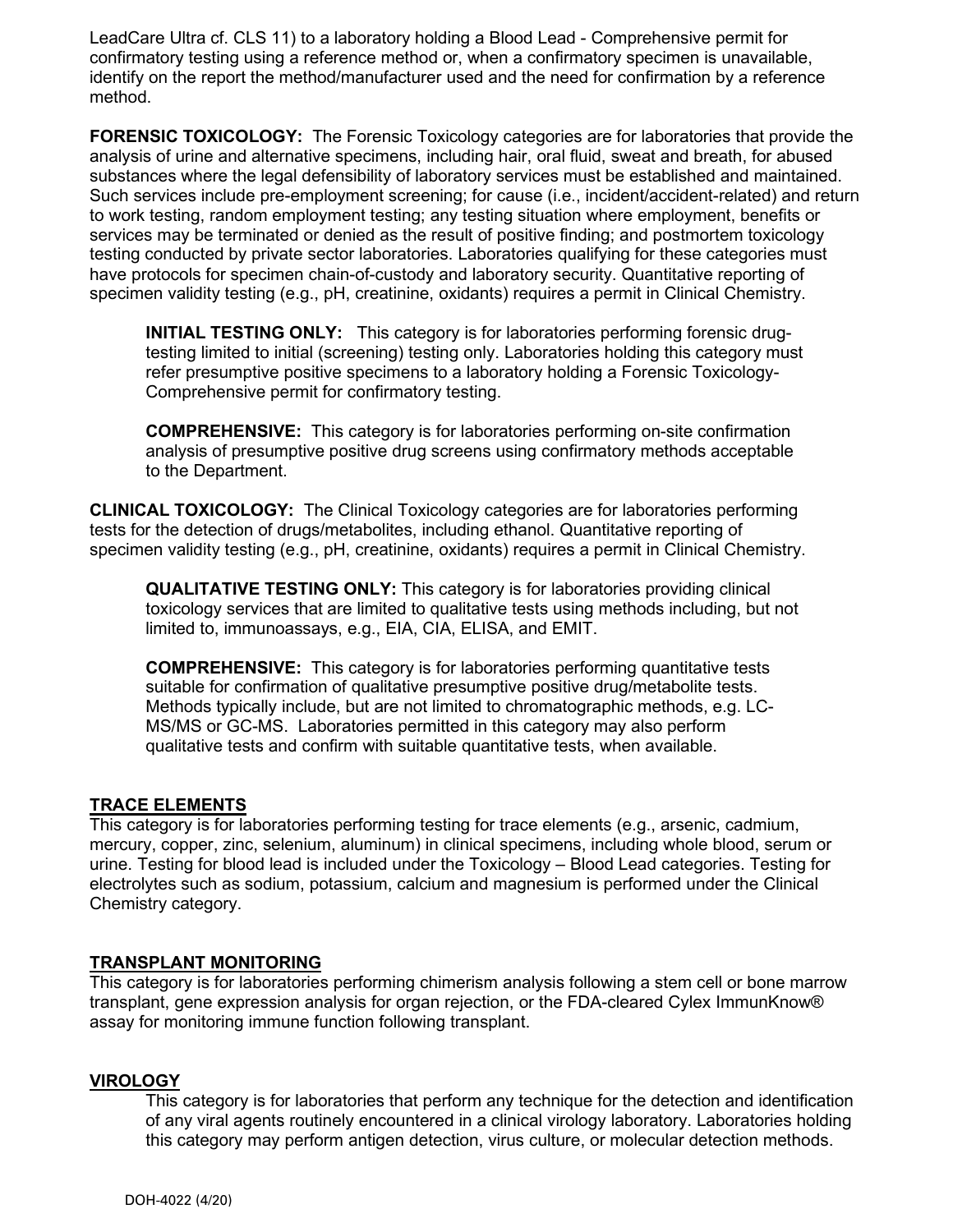LeadCare Ultra cf. CLS 11) to a laboratory holding a Blood Lead - Comprehensive permit for confirmatory testing using a reference method or, when a confirmatory specimen is unavailable, identify on the report the method/manufacturer used and the need for confirmation by a reference method.

**FORENSIC TOXICOLOGY:** The Forensic Toxicology categories are for laboratories that provide the analysis of urine and alternative specimens, including hair, oral fluid, sweat and breath, for abused substances where the legal defensibility of laboratory services must be established and maintained. Such services include pre-employment screening; for cause (i.e., incident/accident-related) and return to work testing, random employment testing; any testing situation where employment, benefits or services may be terminated or denied as the result of positive finding; and postmortem toxicology testing conducted by private sector laboratories. Laboratories qualifying for these categories must have protocols for specimen chain-of-custody and laboratory security. Quantitative reporting of specimen validity testing (e.g., pH, creatinine, oxidants) requires a permit in Clinical Chemistry.

> **INITIAL TESTING ONLY:** This category is for laboratories performing forensic drug-testing limited to initial (screening) testing only. Laboratories holding this category must refer presumptive positive specimens to a laboratory holding a Forensic Toxicology-Comprehensive permit for confirmatory testing.
>
> **COMPREHENSIVE:** This category is for laboratories performing on-site confirmation analysis of presumptive positive drug screens using confirmatory methods acceptable to the Department.

**CLINICAL TOXICOLOGY:** The Clinical Toxicology categories are for laboratories performing tests for the detection of drugs/metabolites, including ethanol. Quantitative reporting of specimen validity testing (e.g., pH, creatinine, oxidants) requires a permit in Clinical Chemistry.

> **QUALITATIVE TESTING ONLY:** This category is for laboratories providing clinical toxicology services that are limited to qualitative tests using methods including, but not limited to, immunoassays, e.g., EIA, CIA, ELISA, and EMIT.
>
> **COMPREHENSIVE:** This category is for laboratories performing quantitative tests suitable for confirmation of qualitative presumptive positive drug/metabolite tests. Methods typically include, but are not limited to chromatographic methods, e.g. LC-MS/MS or GC-MS. Laboratories permitted in this category may also perform qualitative tests and confirm with suitable quantitative tests, when available.

## TRACE ELEMENTS

This category is for laboratories performing testing for trace elements (e.g., arsenic, cadmium, mercury, copper, zinc, selenium, aluminum) in clinical specimens, including whole blood, serum or urine. Testing for blood lead is included under the Toxicology – Blood Lead categories. Testing for electrolytes such as sodium, potassium, calcium and magnesium is performed under the Clinical Chemistry category.

## TRANSPLANT MONITORING

This category is for laboratories performing chimerism analysis following a stem cell or bone marrow transplant, gene expression analysis for organ rejection, or the FDA-cleared Cylex ImmunKnow® assay for monitoring immune function following transplant.

## VIROLOGY

This category is for laboratories that perform any technique for the detection and identification of any viral agents routinely encountered in a clinical virology laboratory. Laboratories holding this category may perform antigen detection, virus culture, or molecular detection methods.

DOH-4022 (4/20)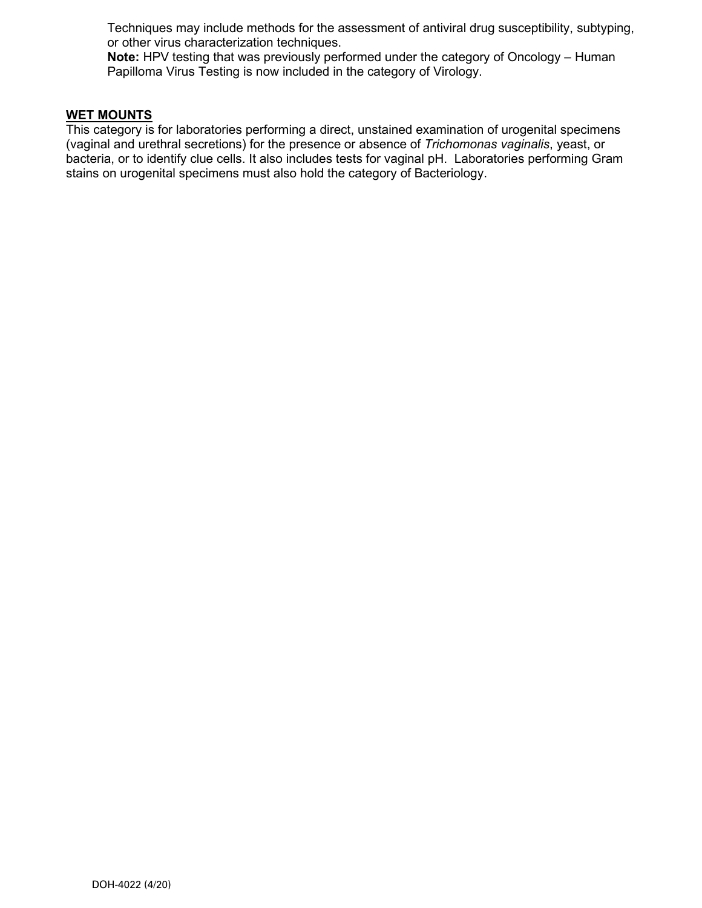Techniques may include methods for the assessment of antiviral drug susceptibility, subtyping, or other virus characterization techniques.

**Note:** HPV testing that was previously performed under the category of Oncology – Human Papilloma Virus Testing is now included in the category of Virology.

## WET MOUNTS

This category is for laboratories performing a direct, unstained examination of urogenital specimens (vaginal and urethral secretions) for the presence or absence of *Trichomonas vaginalis*, yeast, or bacteria, or to identify clue cells. It also includes tests for vaginal pH. Laboratories performing Gram stains on urogenital specimens must also hold the category of Bacteriology.